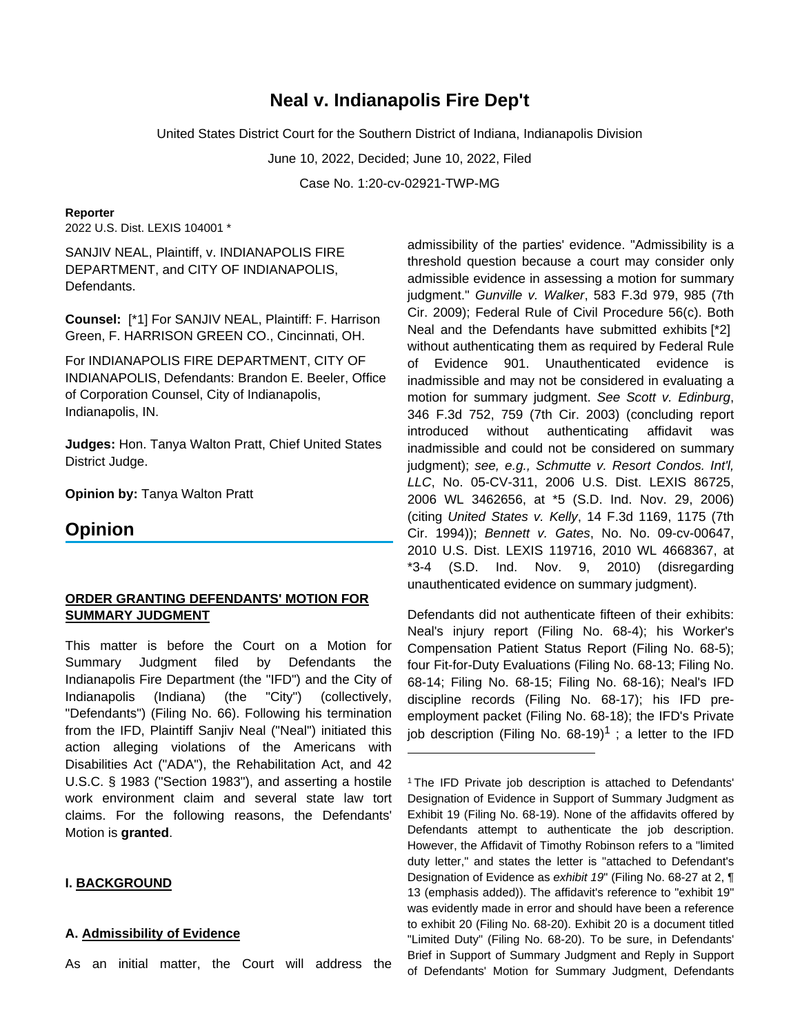# Neal v. Indianapolis Fire Dep't

United States District Court for the Southern District of Indiana, Indianapolis Division

June 10, 2022, Decided; June 10, 2022, Filed

Case No. 1:20-cv-02921-TWP-MG

**Reporter**

2022 U.S. Dist. LEXIS 104001 *

SANJIV NEAL, Plaintiff, v. INDIANAPOLIS FIRE DEPARTMENT, and CITY OF INDIANAPOLIS, Defendants.

**Counsel:** [*1] For SANJIV NEAL, Plaintiff: F. Harrison Green, F. HARRISON GREEN CO., Cincinnati, OH.

For INDIANAPOLIS FIRE DEPARTMENT, CITY OF INDIANAPOLIS, Defendants: Brandon E. Beeler, Office of Corporation Counsel, City of Indianapolis, Indianapolis, IN.

**Judges:** Hon. Tanya Walton Pratt, Chief United States District Judge.

**Opinion by:** Tanya Walton Pratt

## Opinion

**ORDER GRANTING DEFENDANTS' MOTION FOR SUMMARY JUDGMENT**

This matter is before the Court on a Motion for Summary Judgment filed by Defendants the Indianapolis Fire Department (the "IFD") and the City of Indianapolis (Indiana) (the "City") (collectively, "Defendants") (Filing No. 66). Following his termination from the IFD, Plaintiff Sanjiv Neal ("Neal") initiated this action alleging violations of the Americans with Disabilities Act ("ADA"), the Rehabilitation Act, and 42 U.S.C. § 1983 ("Section 1983"), and asserting a hostile work environment claim and several state law tort claims. For the following reasons, the Defendants' Motion is **granted**.

### I. BACKGROUND

#### A. Admissibility of Evidence

As an initial matter, the Court will address the admissibility of the parties' evidence. "Admissibility is a threshold question because a court may consider only admissible evidence in assessing a motion for summary judgment." *Gunville v. Walker*, 583 F.3d 979, 985 (7th Cir. 2009); Federal Rule of Civil Procedure 56(c). Both Neal and the Defendants have submitted exhibits [*2] without authenticating them as required by Federal Rule of Evidence 901. Unauthenticated evidence is inadmissible and may not be considered in evaluating a motion for summary judgment. *See Scott v. Edinburg*, 346 F.3d 752, 759 (7th Cir. 2003) (concluding report introduced without authenticating affidavit was inadmissible and could not be considered on summary judgment); *see, e.g., Schmutte v. Resort Condos. Int'l, LLC*, No. 05-CV-311, 2006 U.S. Dist. LEXIS 86725, 2006 WL 3462656, at *5 (S.D. Ind. Nov. 29, 2006) (citing *United States v. Kelly*, 14 F.3d 1169, 1175 (7th Cir. 1994)); *Bennett v. Gates*, No. No. 09-cv-00647, 2010 U.S. Dist. LEXIS 119716, 2010 WL 4668367, at *3-4 (S.D. Ind. Nov. 9, 2010) (disregarding unauthenticated evidence on summary judgment).

Defendants did not authenticate fifteen of their exhibits: Neal's injury report (Filing No. 68-4); his Worker's Compensation Patient Status Report (Filing No. 68-5); four Fit-for-Duty Evaluations (Filing No. 68-13; Filing No. 68-14; Filing No. 68-15; Filing No. 68-16); Neal's IFD discipline records (Filing No. 68-17); his IFD pre-employment packet (Filing No. 68-18); the IFD's Private job description (Filing No. 68-19)[1] ; a letter to the IFD

[1] The IFD Private job description is attached to Defendants' Designation of Evidence in Support of Summary Judgment as Exhibit 19 (Filing No. 68-19). None of the affidavits offered by Defendants attempt to authenticate the job description. However, the Affidavit of Timothy Robinson refers to a "limited duty letter," and states the letter is "attached to Defendant's Designation of Evidence as *exhibit 19*" (Filing No. 68-27 at 2, ¶ 13 (emphasis added)). The affidavit's reference to "exhibit 19" was evidently made in error and should have been a reference to exhibit 20 (Filing No. 68-20). Exhibit 20 is a document titled "Limited Duty" (Filing No. 68-20). To be sure, in Defendants' Brief in Support of Summary Judgment and Reply in Support of Defendants' Motion for Summary Judgment, Defendants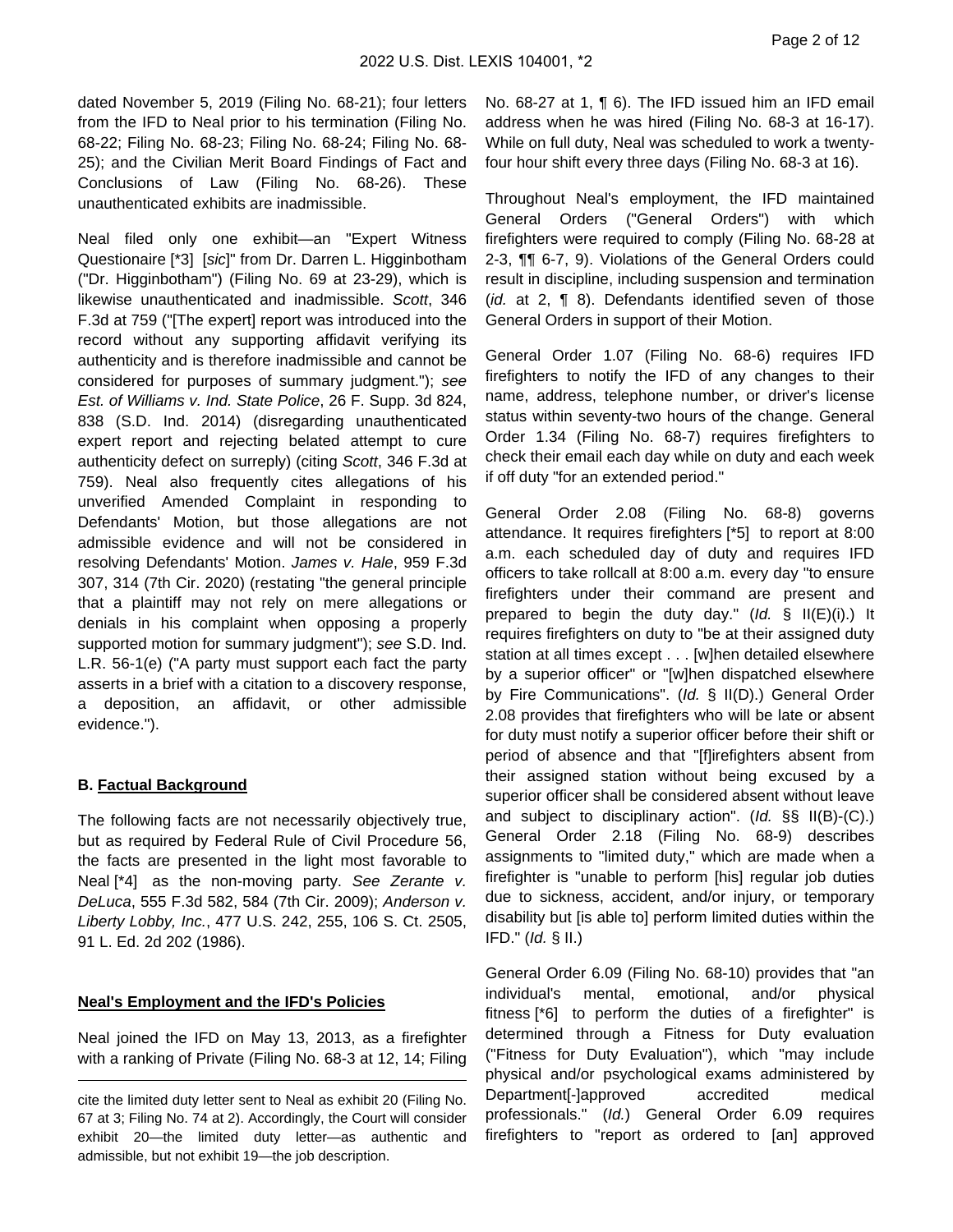dated November 5, 2019 (Filing No. 68-21); four letters from the IFD to Neal prior to his termination (Filing No. 68-22; Filing No. 68-23; Filing No. 68-24; Filing No. 68-25); and the Civilian Merit Board Findings of Fact and Conclusions of Law (Filing No. 68-26). These unauthenticated exhibits are inadmissible.

Neal filed only one exhibit—an "Expert Witness Questionaire [*3] [*sic*]" from Dr. Darren L. Higginbotham ("Dr. Higginbotham") (Filing No. 69 at 23-29), which is likewise unauthenticated and inadmissible. *Scott*, 346 F.3d at 759 ("[The expert] report was introduced into the record without any supporting affidavit verifying its authenticity and is therefore inadmissible and cannot be considered for purposes of summary judgment."); *see Est. of Williams v. Ind. State Police*, 26 F. Supp. 3d 824, 838 (S.D. Ind. 2014) (disregarding unauthenticated expert report and rejecting belated attempt to cure authenticity defect on surreply) (citing *Scott*, 346 F.3d at 759). Neal also frequently cites allegations of his unverified Amended Complaint in responding to Defendants' Motion, but those allegations are not admissible evidence and will not be considered in resolving Defendants' Motion. *James v. Hale*, 959 F.3d 307, 314 (7th Cir. 2020) (restating "the general principle that a plaintiff may not rely on mere allegations or denials in his complaint when opposing a properly supported motion for summary judgment"); *see* S.D. Ind. L.R. 56-1(e) ("A party must support each fact the party asserts in a brief with a citation to a discovery response, a deposition, an affidavit, or other admissible evidence.").

### B. Factual Background

The following facts are not necessarily objectively true, but as required by Federal Rule of Civil Procedure 56, the facts are presented in the light most favorable to Neal [*4] as the non-moving party. *See Zerante v. DeLuca*, 555 F.3d 582, 584 (7th Cir. 2009); *Anderson v. Liberty Lobby, Inc.*, 477 U.S. 242, 255, 106 S. Ct. 2505, 91 L. Ed. 2d 202 (1986).

#### Neal's Employment and the IFD's Policies

Neal joined the IFD on May 13, 2013, as a firefighter with a ranking of Private (Filing No. 68-3 at 12, 14; Filing No. 68-27 at 1, ¶ 6). The IFD issued him an IFD email address when he was hired (Filing No. 68-3 at 16-17). While on full duty, Neal was scheduled to work a twenty-four hour shift every three days (Filing No. 68-3 at 16).

Throughout Neal's employment, the IFD maintained General Orders ("General Orders") with which firefighters were required to comply (Filing No. 68-28 at 2-3, ¶¶ 6-7, 9). Violations of the General Orders could result in discipline, including suspension and termination (*id.* at 2, ¶ 8). Defendants identified seven of those General Orders in support of their Motion.

General Order 1.07 (Filing No. 68-6) requires IFD firefighters to notify the IFD of any changes to their name, address, telephone number, or driver's license status within seventy-two hours of the change. General Order 1.34 (Filing No. 68-7) requires firefighters to check their email each day while on duty and each week if off duty "for an extended period."

General Order 2.08 (Filing No. 68-8) governs attendance. It requires firefighters [*5] to report at 8:00 a.m. each scheduled day of duty and requires IFD officers to take rollcall at 8:00 a.m. every day "to ensure firefighters under their command are present and prepared to begin the duty day." (*Id.* § II(E)(i).) It requires firefighters on duty to "be at their assigned duty station at all times except . . . [w]hen detailed elsewhere by a superior officer" or "[w]hen dispatched elsewhere by Fire Communications". (*Id.* § II(D).) General Order 2.08 provides that firefighters who will be late or absent for duty must notify a superior officer before their shift or period of absence and that "[f]irefighters absent from their assigned station without being excused by a superior officer shall be considered absent without leave and subject to disciplinary action". (*Id.* §§ II(B)-(C).) General Order 2.18 (Filing No. 68-9) describes assignments to "limited duty," which are made when a firefighter is "unable to perform [his] regular job duties due to sickness, accident, and/or injury, or temporary disability but [is able to] perform limited duties within the IFD." (*Id.* § II.)

General Order 6.09 (Filing No. 68-10) provides that "an individual's mental, emotional, and/or physical fitness [*6] to perform the duties of a firefighter" is determined through a Fitness for Duty evaluation ("Fitness for Duty Evaluation"), which "may include physical and/or psychological exams administered by Department[-]approved accredited medical professionals." (*Id.*) General Order 6.09 requires firefighters to "report as ordered to [an] approved

---

cite the limited duty letter sent to Neal as exhibit 20 (Filing No. 67 at 3; Filing No. 74 at 2). Accordingly, the Court will consider exhibit 20—the limited duty letter—as authentic and admissible, but not exhibit 19—the job description.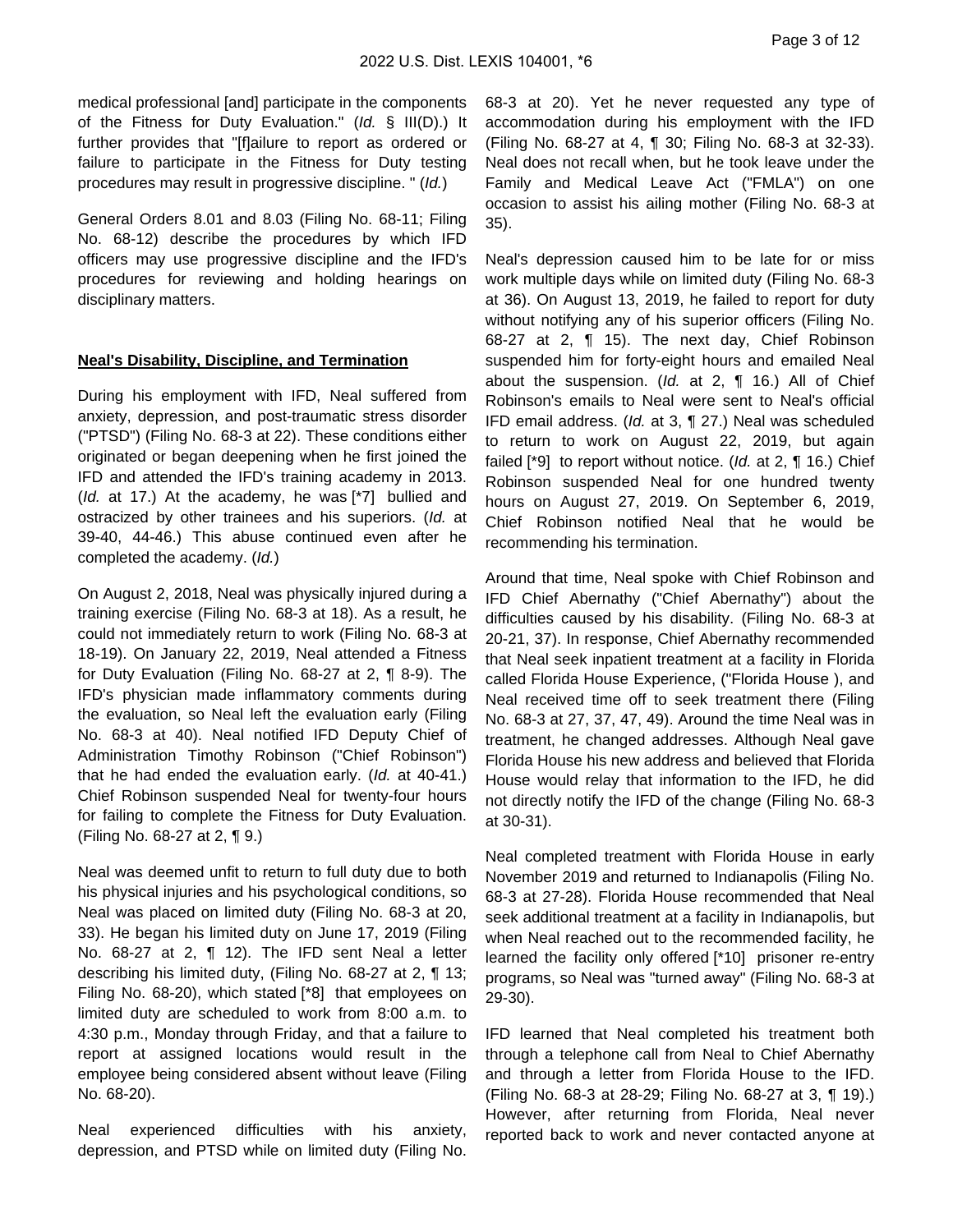medical professional [and] participate in the components of the Fitness for Duty Evaluation." (*Id.* § III(D).) It further provides that "[f]ailure to report as ordered or failure to participate in the Fitness for Duty testing procedures may result in progressive discipline. " (*Id.*)

General Orders 8.01 and 8.03 (Filing No. 68-11; Filing No. 68-12) describe the procedures by which IFD officers may use progressive discipline and the IFD's procedures for reviewing and holding hearings on disciplinary matters.

**Neal's Disability, Discipline, and Termination**

During his employment with IFD, Neal suffered from anxiety, depression, and post-traumatic stress disorder ("PTSD") (Filing No. 68-3 at 22). These conditions either originated or began deepening when he first joined the IFD and attended the IFD's training academy in 2013. (*Id.* at 17.) At the academy, he was [*7] bullied and ostracized by other trainees and his superiors. (*Id.* at 39-40, 44-46.) This abuse continued even after he completed the academy. (*Id.*)

On August 2, 2018, Neal was physically injured during a training exercise (Filing No. 68-3 at 18). As a result, he could not immediately return to work (Filing No. 68-3 at 18-19). On January 22, 2019, Neal attended a Fitness for Duty Evaluation (Filing No. 68-27 at 2, ¶ 8-9). The IFD's physician made inflammatory comments during the evaluation, so Neal left the evaluation early (Filing No. 68-3 at 40). Neal notified IFD Deputy Chief of Administration Timothy Robinson ("Chief Robinson") that he had ended the evaluation early. (*Id.* at 40-41.) Chief Robinson suspended Neal for twenty-four hours for failing to complete the Fitness for Duty Evaluation. (Filing No. 68-27 at 2, ¶ 9.)

Neal was deemed unfit to return to full duty due to both his physical injuries and his psychological conditions, so Neal was placed on limited duty (Filing No. 68-3 at 20, 33). He began his limited duty on June 17, 2019 (Filing No. 68-27 at 2, ¶ 12). The IFD sent Neal a letter describing his limited duty, (Filing No. 68-27 at 2, ¶ 13; Filing No. 68-20), which stated [*8] that employees on limited duty are scheduled to work from 8:00 a.m. to 4:30 p.m., Monday through Friday, and that a failure to report at assigned locations would result in the employee being considered absent without leave (Filing No. 68-20).

Neal experienced difficulties with his anxiety, depression, and PTSD while on limited duty (Filing No. 68-3 at 20). Yet he never requested any type of accommodation during his employment with the IFD (Filing No. 68-27 at 4, ¶ 30; Filing No. 68-3 at 32-33). Neal does not recall when, but he took leave under the Family and Medical Leave Act ("FMLA") on one occasion to assist his ailing mother (Filing No. 68-3 at 35).

Neal's depression caused him to be late for or miss work multiple days while on limited duty (Filing No. 68-3 at 36). On August 13, 2019, he failed to report for duty without notifying any of his superior officers (Filing No. 68-27 at 2, ¶ 15). The next day, Chief Robinson suspended him for forty-eight hours and emailed Neal about the suspension. (*Id.* at 2, ¶ 16.) All of Chief Robinson's emails to Neal were sent to Neal's official IFD email address. (*Id.* at 3, ¶ 27.) Neal was scheduled to return to work on August 22, 2019, but again failed [*9] to report without notice. (*Id.* at 2, ¶ 16.) Chief Robinson suspended Neal for one hundred twenty hours on August 27, 2019. On September 6, 2019, Chief Robinson notified Neal that he would be recommending his termination.

Around that time, Neal spoke with Chief Robinson and IFD Chief Abernathy ("Chief Abernathy") about the difficulties caused by his disability. (Filing No. 68-3 at 20-21, 37). In response, Chief Abernathy recommended that Neal seek inpatient treatment at a facility in Florida called Florida House Experience, ("Florida House ), and Neal received time off to seek treatment there (Filing No. 68-3 at 27, 37, 47, 49). Around the time Neal was in treatment, he changed addresses. Although Neal gave Florida House his new address and believed that Florida House would relay that information to the IFD, he did not directly notify the IFD of the change (Filing No. 68-3 at 30-31).

Neal completed treatment with Florida House in early November 2019 and returned to Indianapolis (Filing No. 68-3 at 27-28). Florida House recommended that Neal seek additional treatment at a facility in Indianapolis, but when Neal reached out to the recommended facility, he learned the facility only offered [*10] prisoner re-entry programs, so Neal was "turned away" (Filing No. 68-3 at 29-30).

IFD learned that Neal completed his treatment both through a telephone call from Neal to Chief Abernathy and through a letter from Florida House to the IFD. (Filing No. 68-3 at 28-29; Filing No. 68-27 at 3, ¶ 19).) However, after returning from Florida, Neal never reported back to work and never contacted anyone at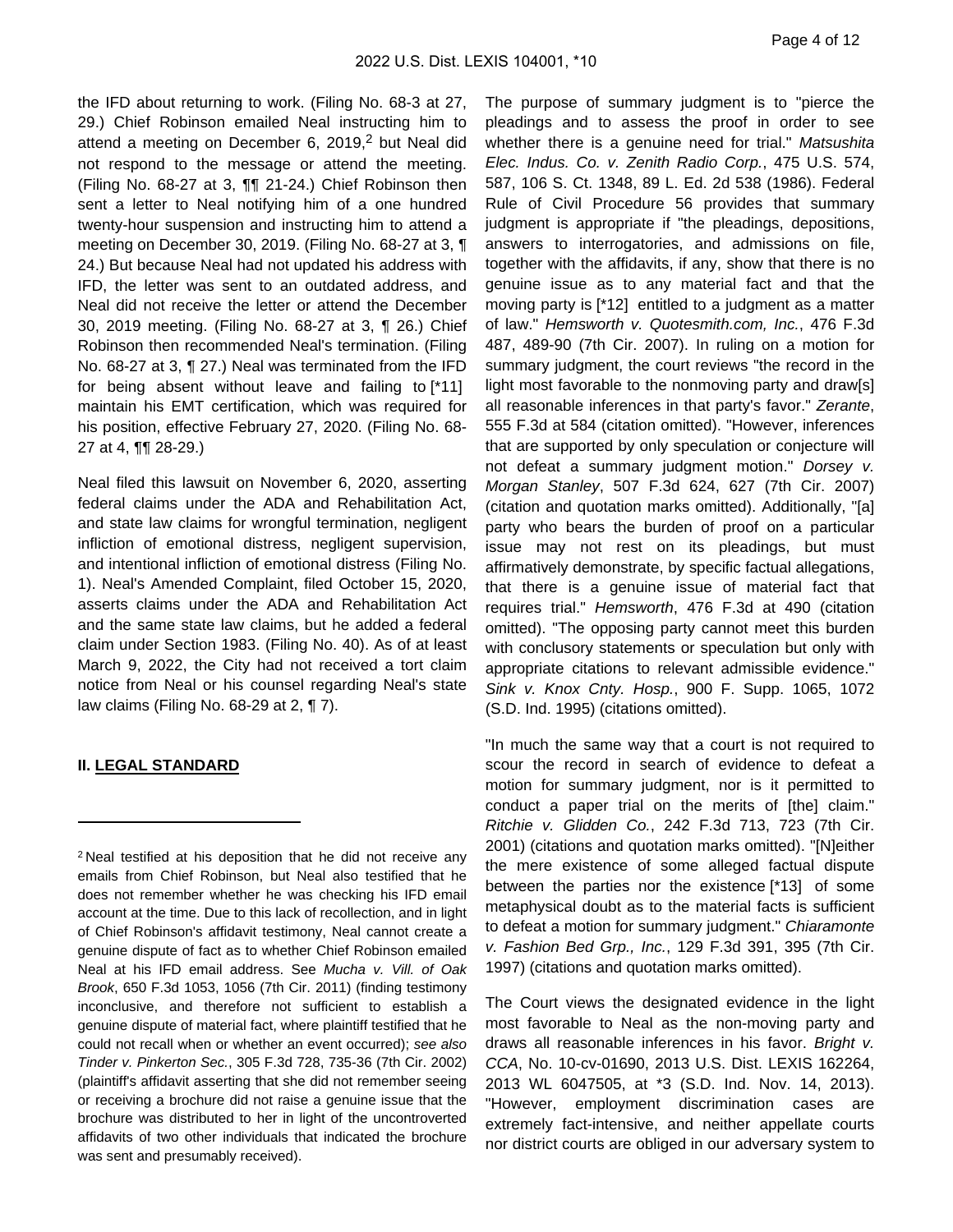the IFD about returning to work. (Filing No. 68-3 at 27, 29.) Chief Robinson emailed Neal instructing him to attend a meeting on December 6, 2019,[2] but Neal did not respond to the message or attend the meeting. (Filing No. 68-27 at 3, ¶¶ 21-24.) Chief Robinson then sent a letter to Neal notifying him of a one hundred twenty-hour suspension and instructing him to attend a meeting on December 30, 2019. (Filing No. 68-27 at 3, ¶ 24.) But because Neal had not updated his address with IFD, the letter was sent to an outdated address, and Neal did not receive the letter or attend the December 30, 2019 meeting. (Filing No. 68-27 at 3, ¶ 26.) Chief Robinson then recommended Neal's termination. (Filing No. 68-27 at 3, ¶ 27.) Neal was terminated from the IFD for being absent without leave and failing to [*11] maintain his EMT certification, which was required for his position, effective February 27, 2020. (Filing No. 68-27 at 4, ¶¶ 28-29.)

Neal filed this lawsuit on November 6, 2020, asserting federal claims under the ADA and Rehabilitation Act, and state law claims for wrongful termination, negligent infliction of emotional distress, negligent supervision, and intentional infliction of emotional distress (Filing No. 1). Neal's Amended Complaint, filed October 15, 2020, asserts claims under the ADA and Rehabilitation Act and the same state law claims, but he added a federal claim under Section 1983. (Filing No. 40). As of at least March 9, 2022, the City had not received a tort claim notice from Neal or his counsel regarding Neal's state law claims (Filing No. 68-29 at 2, ¶ 7).

## II. LEGAL STANDARD

The purpose of summary judgment is to "pierce the pleadings and to assess the proof in order to see whether there is a genuine need for trial." *Matsushita Elec. Indus. Co. v. Zenith Radio Corp.*, 475 U.S. 574, 587, 106 S. Ct. 1348, 89 L. Ed. 2d 538 (1986). Federal Rule of Civil Procedure 56 provides that summary judgment is appropriate if "the pleadings, depositions, answers to interrogatories, and admissions on file, together with the affidavits, if any, show that there is no genuine issue as to any material fact and that the moving party is [*12] entitled to a judgment as a matter of law." *Hemsworth v. Quotesmith.com, Inc.*, 476 F.3d 487, 489-90 (7th Cir. 2007). In ruling on a motion for summary judgment, the court reviews "the record in the light most favorable to the nonmoving party and draw[s] all reasonable inferences in that party's favor." *Zerante*, 555 F.3d at 584 (citation omitted). "However, inferences that are supported by only speculation or conjecture will not defeat a summary judgment motion." *Dorsey v. Morgan Stanley*, 507 F.3d 624, 627 (7th Cir. 2007) (citation and quotation marks omitted). Additionally, "[a] party who bears the burden of proof on a particular issue may not rest on its pleadings, but must affirmatively demonstrate, by specific factual allegations, that there is a genuine issue of material fact that requires trial." *Hemsworth*, 476 F.3d at 490 (citation omitted). "The opposing party cannot meet this burden with conclusory statements or speculation but only with appropriate citations to relevant admissible evidence." *Sink v. Knox Cnty. Hosp.*, 900 F. Supp. 1065, 1072 (S.D. Ind. 1995) (citations omitted).

"In much the same way that a court is not required to scour the record in search of evidence to defeat a motion for summary judgment, nor is it permitted to conduct a paper trial on the merits of [the] claim." *Ritchie v. Glidden Co.*, 242 F.3d 713, 723 (7th Cir. 2001) (citations and quotation marks omitted). "[N]either the mere existence of some alleged factual dispute between the parties nor the existence [*13] of some metaphysical doubt as to the material facts is sufficient to defeat a motion for summary judgment." *Chiaramonte v. Fashion Bed Grp., Inc.*, 129 F.3d 391, 395 (7th Cir. 1997) (citations and quotation marks omitted).

The Court views the designated evidence in the light most favorable to Neal as the non-moving party and draws all reasonable inferences in his favor. *Bright v. CCA*, No. 10-cv-01690, 2013 U.S. Dist. LEXIS 162264, 2013 WL 6047505, at *3 (S.D. Ind. Nov. 14, 2013). "However, employment discrimination cases are extremely fact-intensive, and neither appellate courts nor district courts are obliged in our adversary system to

---

[2] Neal testified at his deposition that he did not receive any emails from Chief Robinson, but Neal also testified that he does not remember whether he was checking his IFD email account at the time. Due to this lack of recollection, and in light of Chief Robinson's affidavit testimony, Neal cannot create a genuine dispute of fact as to whether Chief Robinson emailed Neal at his IFD email address. See *Mucha v. Vill. of Oak Brook*, 650 F.3d 1053, 1056 (7th Cir. 2011) (finding testimony inconclusive, and therefore not sufficient to establish a genuine dispute of material fact, where plaintiff testified that he could not recall when or whether an event occurred); *see also Tinder v. Pinkerton Sec.*, 305 F.3d 728, 735-36 (7th Cir. 2002) (plaintiff's affidavit asserting that she did not remember seeing or receiving a brochure did not raise a genuine issue that the brochure was distributed to her in light of the uncontroverted affidavits of two other individuals that indicated the brochure was sent and presumably received).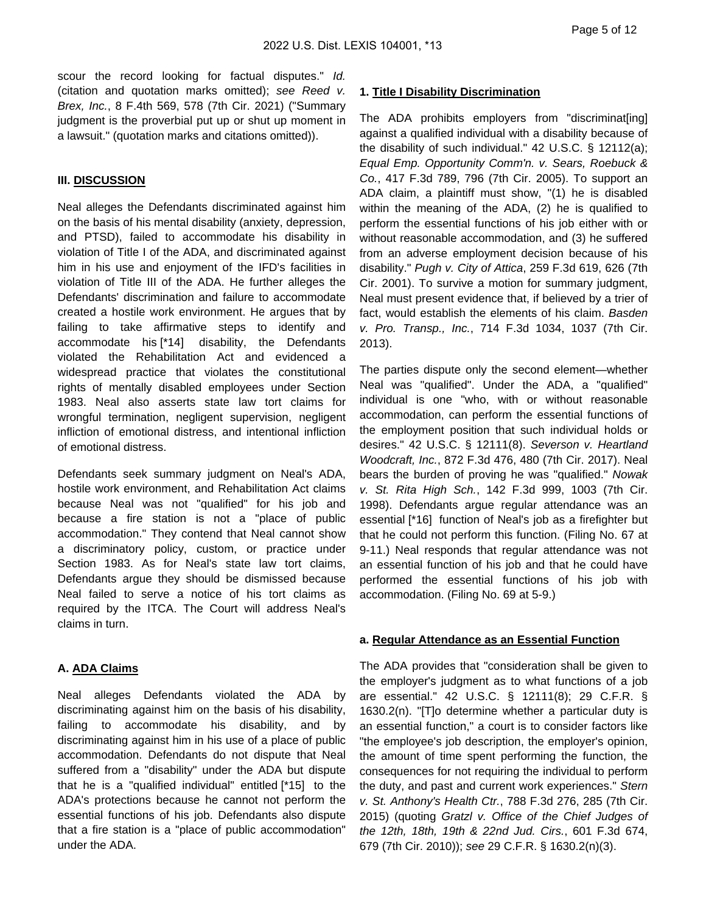scour the record looking for factual disputes." *Id.* (citation and quotation marks omitted); *see Reed v. Brex, Inc.*, 8 F.4th 569, 578 (7th Cir. 2021) ("Summary judgment is the proverbial put up or shut up moment in a lawsuit." (quotation marks and citations omitted)).

## III. DISCUSSION

Neal alleges the Defendants discriminated against him on the basis of his mental disability (anxiety, depression, and PTSD), failed to accommodate his disability in violation of Title I of the ADA, and discriminated against him in his use and enjoyment of the IFD's facilities in violation of Title III of the ADA. He further alleges the Defendants' discrimination and failure to accommodate created a hostile work environment. He argues that by failing to take affirmative steps to identify and accommodate his [*14] disability, the Defendants violated the Rehabilitation Act and evidenced a widespread practice that violates the constitutional rights of mentally disabled employees under Section 1983. Neal also asserts state law tort claims for wrongful termination, negligent supervision, negligent infliction of emotional distress, and intentional infliction of emotional distress.

Defendants seek summary judgment on Neal's ADA, hostile work environment, and Rehabilitation Act claims because Neal was not "qualified" for his job and because a fire station is not a "place of public accommodation." They contend that Neal cannot show a discriminatory policy, custom, or practice under Section 1983. As for Neal's state law tort claims, Defendants argue they should be dismissed because Neal failed to serve a notice of his tort claims as required by the ITCA. The Court will address Neal's claims in turn.

### A. ADA Claims

Neal alleges Defendants violated the ADA by discriminating against him on the basis of his disability, failing to accommodate his disability, and by discriminating against him in his use of a place of public accommodation. Defendants do not dispute that Neal suffered from a "disability" under the ADA but dispute that he is a "qualified individual" entitled [*15] to the ADA's protections because he cannot not perform the essential functions of his job. Defendants also dispute that a fire station is a "place of public accommodation" under the ADA.

#### 1. Title I Disability Discrimination

The ADA prohibits employers from "discriminat[ing] against a qualified individual with a disability because of the disability of such individual." 42 U.S.C. § 12112(a); *Equal Emp. Opportunity Comm'n. v. Sears, Roebuck & Co.*, 417 F.3d 789, 796 (7th Cir. 2005). To support an ADA claim, a plaintiff must show, "(1) he is disabled within the meaning of the ADA, (2) he is qualified to perform the essential functions of his job either with or without reasonable accommodation, and (3) he suffered from an adverse employment decision because of his disability." *Pugh v. City of Attica*, 259 F.3d 619, 626 (7th Cir. 2001). To survive a motion for summary judgment, Neal must present evidence that, if believed by a trier of fact, would establish the elements of his claim. *Basden v. Pro. Transp., Inc.*, 714 F.3d 1034, 1037 (7th Cir. 2013).

The parties dispute only the second element—whether Neal was "qualified". Under the ADA, a "qualified" individual is one "who, with or without reasonable accommodation, can perform the essential functions of the employment position that such individual holds or desires." 42 U.S.C. § 12111(8). *Severson v. Heartland Woodcraft, Inc.*, 872 F.3d 476, 480 (7th Cir. 2017). Neal bears the burden of proving he was "qualified." *Nowak v. St. Rita High Sch.*, 142 F.3d 999, 1003 (7th Cir. 1998). Defendants argue regular attendance was an essential [*16] function of Neal's job as a firefighter but that he could not perform this function. (Filing No. 67 at 9-11.) Neal responds that regular attendance was not an essential function of his job and that he could have performed the essential functions of his job with accommodation. (Filing No. 69 at 5-9.)

##### a. Regular Attendance as an Essential Function

The ADA provides that "consideration shall be given to the employer's judgment as to what functions of a job are essential." 42 U.S.C. § 12111(8); 29 C.F.R. § 1630.2(n). "[T]o determine whether a particular duty is an essential function," a court is to consider factors like "the employee's job description, the employer's opinion, the amount of time spent performing the function, the consequences for not requiring the individual to perform the duty, and past and current work experiences." *Stern v. St. Anthony's Health Ctr.*, 788 F.3d 276, 285 (7th Cir. 2015) (quoting *Gratzl v. Office of the Chief Judges of the 12th, 18th, 19th & 22nd Jud. Cirs.*, 601 F.3d 674, 679 (7th Cir. 2010)); *see* 29 C.F.R. § 1630.2(n)(3).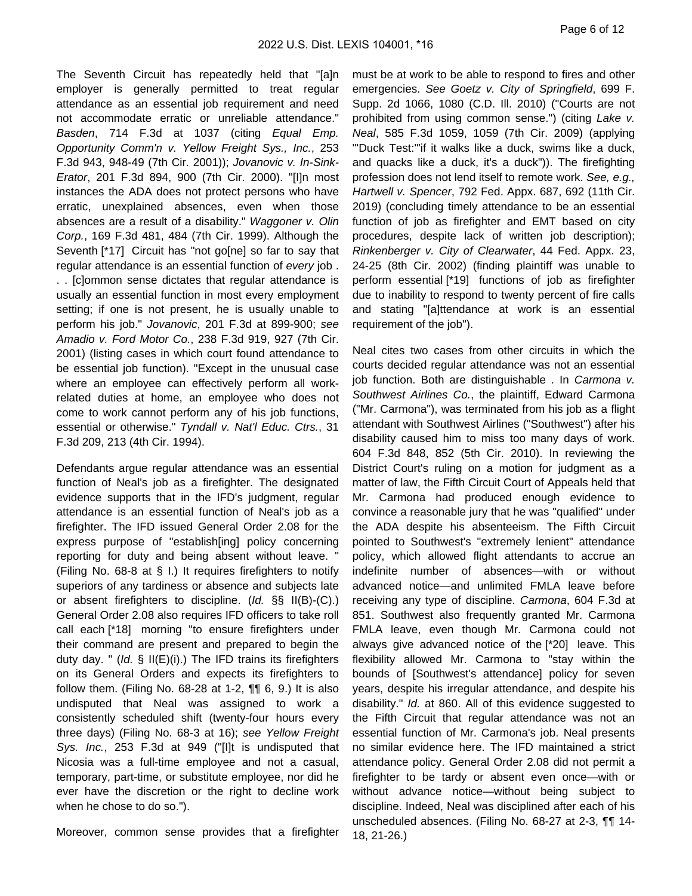The Seventh Circuit has repeatedly held that "[a]n employer is generally permitted to treat regular attendance as an essential job requirement and need not accommodate erratic or unreliable attendance." *Basden*, 714 F.3d at 1037 (citing *Equal Emp. Opportunity Comm'n v. Yellow Freight Sys., Inc.*, 253 F.3d 943, 948-49 (7th Cir. 2001)); *Jovanovic v. In-Sink-Erator*, 201 F.3d 894, 900 (7th Cir. 2000). "[I]n most instances the ADA does not protect persons who have erratic, unexplained absences, even when those absences are a result of a disability." *Waggoner v. Olin Corp.*, 169 F.3d 481, 484 (7th Cir. 1999). Although the Seventh [*17] Circuit has "not go[ne] so far to say that regular attendance is an essential function of *every* job . . . [c]ommon sense dictates that regular attendance is usually an essential function in most every employment setting; if one is not present, he is usually unable to perform his job." *Jovanovic*, 201 F.3d at 899-900; *see Amadio v. Ford Motor Co.*, 238 F.3d 919, 927 (7th Cir. 2001) (listing cases in which court found attendance to be essential job function). "Except in the unusual case where an employee can effectively perform all work-related duties at home, an employee who does not come to work cannot perform any of his job functions, essential or otherwise." *Tyndall v. Nat'l Educ. Ctrs.*, 31 F.3d 209, 213 (4th Cir. 1994).

Defendants argue regular attendance was an essential function of Neal's job as a firefighter. The designated evidence supports that in the IFD's judgment, regular attendance is an essential function of Neal's job as a firefighter. The IFD issued General Order 2.08 for the express purpose of "establish[ing] policy concerning reporting for duty and being absent without leave. " (Filing No. 68-8 at § I.) It requires firefighters to notify superiors of any tardiness or absence and subjects late or absent firefighters to discipline. (*Id.* §§ II(B)-(C).) General Order 2.08 also requires IFD officers to take roll call each [*18] morning "to ensure firefighters under their command are present and prepared to begin the duty day. " (*Id.* § II(E)(i).) The IFD trains its firefighters on its General Orders and expects its firefighters to follow them. (Filing No. 68-28 at 1-2, ¶¶ 6, 9.) It is also undisputed that Neal was assigned to work a consistently scheduled shift (twenty-four hours every three days) (Filing No. 68-3 at 16); *see Yellow Freight Sys. Inc.*, 253 F.3d at 949 ("[I]t is undisputed that Nicosia was a full-time employee and not a casual, temporary, part-time, or substitute employee, nor did he ever have the discretion or the right to decline work when he chose to do so.").

Moreover, common sense provides that a firefighter must be at work to be able to respond to fires and other emergencies. *See Goetz v. City of Springfield*, 699 F. Supp. 2d 1066, 1080 (C.D. Ill. 2010) ("Courts are not prohibited from using common sense.") (citing *Lake v. Neal*, 585 F.3d 1059, 1059 (7th Cir. 2009) (applying "'Duck Test:'"if it walks like a duck, swims like a duck, and quacks like a duck, it's a duck")). The firefighting profession does not lend itself to remote work. *See, e.g., Hartwell v. Spencer*, 792 Fed. Appx. 687, 692 (11th Cir. 2019) (concluding timely attendance to be an essential function of job as firefighter and EMT based on city procedures, despite lack of written job description); *Rinkenberger v. City of Clearwater*, 44 Fed. Appx. 23, 24-25 (8th Cir. 2002) (finding plaintiff was unable to perform essential [*19] functions of job as firefighter due to inability to respond to twenty percent of fire calls and stating "[a]ttendance at work is an essential requirement of the job").

Neal cites two cases from other circuits in which the courts decided regular attendance was not an essential job function. Both are distinguishable . In *Carmona v. Southwest Airlines Co.*, the plaintiff, Edward Carmona ("Mr. Carmona"), was terminated from his job as a flight attendant with Southwest Airlines ("Southwest") after his disability caused him to miss too many days of work. 604 F.3d 848, 852 (5th Cir. 2010). In reviewing the District Court's ruling on a motion for judgment as a matter of law, the Fifth Circuit Court of Appeals held that Mr. Carmona had produced enough evidence to convince a reasonable jury that he was "qualified" under the ADA despite his absenteeism. The Fifth Circuit pointed to Southwest's "extremely lenient" attendance policy, which allowed flight attendants to accrue an indefinite number of absences—with or without advanced notice—and unlimited FMLA leave before receiving any type of discipline. *Carmona*, 604 F.3d at 851. Southwest also frequently granted Mr. Carmona FMLA leave, even though Mr. Carmona could not always give advanced notice of the [*20] leave. This flexibility allowed Mr. Carmona to "stay within the bounds of [Southwest's attendance] policy for seven years, despite his irregular attendance, and despite his disability." *Id.* at 860. All of this evidence suggested to the Fifth Circuit that regular attendance was not an essential function of Mr. Carmona's job. Neal presents no similar evidence here. The IFD maintained a strict attendance policy. General Order 2.08 did not permit a firefighter to be tardy or absent even once—with or without advance notice—without being subject to discipline. Indeed, Neal was disciplined after each of his unscheduled absences. (Filing No. 68-27 at 2-3, ¶¶ 14-18, 21-26.)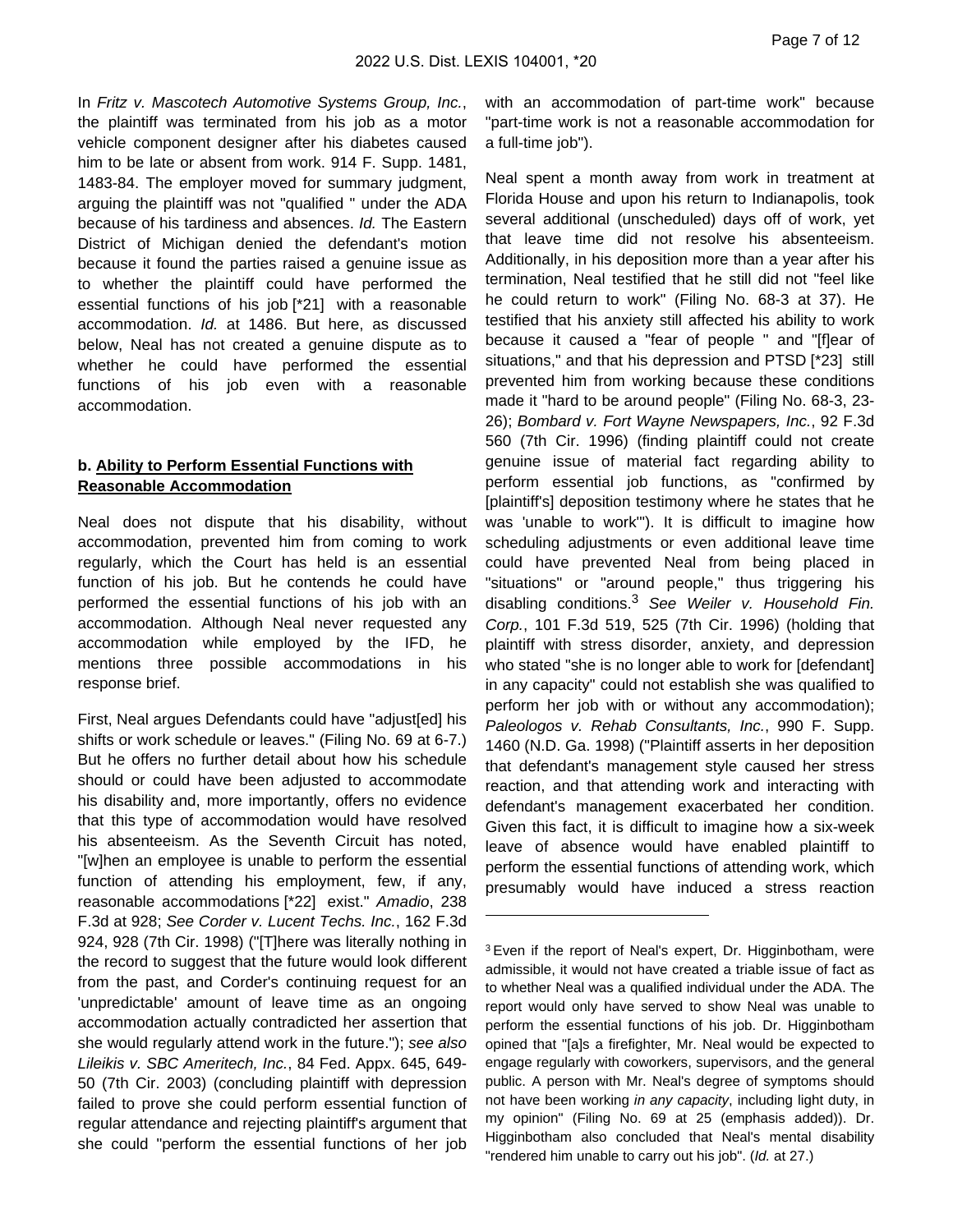In *Fritz v. Mascotech Automotive Systems Group, Inc.*, the plaintiff was terminated from his job as a motor vehicle component designer after his diabetes caused him to be late or absent from work. 914 F. Supp. 1481, 1483-84. The employer moved for summary judgment, arguing the plaintiff was not "qualified " under the ADA because of his tardiness and absences. *Id.* The Eastern District of Michigan denied the defendant's motion because it found the parties raised a genuine issue as to whether the plaintiff could have performed the essential functions of his job [*21] with a reasonable accommodation. *Id.* at 1486. But here, as discussed below, Neal has not created a genuine dispute as to whether he could have performed the essential functions of his job even with a reasonable accommodation.

**b. Ability to Perform Essential Functions with Reasonable Accommodation**

Neal does not dispute that his disability, without accommodation, prevented him from coming to work regularly, which the Court has held is an essential function of his job. But he contends he could have performed the essential functions of his job with an accommodation. Although Neal never requested any accommodation while employed by the IFD, he mentions three possible accommodations in his response brief.

First, Neal argues Defendants could have "adjust[ed] his shifts or work schedule or leaves." (Filing No. 69 at 6-7.) But he offers no further detail about how his schedule should or could have been adjusted to accommodate his disability and, more importantly, offers no evidence that this type of accommodation would have resolved his absenteeism. As the Seventh Circuit has noted, "[w]hen an employee is unable to perform the essential function of attending his employment, few, if any, reasonable accommodations [*22] exist." *Amadio*, 238 F.3d at 928; *See Corder v. Lucent Techs. Inc.*, 162 F.3d 924, 928 (7th Cir. 1998) ("[T]here was literally nothing in the record to suggest that the future would look different from the past, and Corder's continuing request for an 'unpredictable' amount of leave time as an ongoing accommodation actually contradicted her assertion that she would regularly attend work in the future."); *see also Lileikis v. SBC Ameritech, Inc.*, 84 Fed. Appx. 645, 649-50 (7th Cir. 2003) (concluding plaintiff with depression failed to prove she could perform essential function of regular attendance and rejecting plaintiff's argument that she could "perform the essential functions of her job with an accommodation of part-time work" because "part-time work is not a reasonable accommodation for a full-time job").

Neal spent a month away from work in treatment at Florida House and upon his return to Indianapolis, took several additional (unscheduled) days off of work, yet that leave time did not resolve his absenteeism. Additionally, in his deposition more than a year after his termination, Neal testified that he still did not "feel like he could return to work" (Filing No. 68-3 at 37). He testified that his anxiety still affected his ability to work because it caused a "fear of people " and "[f]ear of situations," and that his depression and PTSD [*23] still prevented him from working because these conditions made it "hard to be around people" (Filing No. 68-3, 23-26); *Bombard v. Fort Wayne Newspapers, Inc.*, 92 F.3d 560 (7th Cir. 1996) (finding plaintiff could not create genuine issue of material fact regarding ability to perform essential job functions, as "confirmed by [plaintiff's] deposition testimony where he states that he was 'unable to work'"). It is difficult to imagine how scheduling adjustments or even additional leave time could have prevented Neal from being placed in "situations" or "around people," thus triggering his disabling conditions.[3] *See Weiler v. Household Fin. Corp.*, 101 F.3d 519, 525 (7th Cir. 1996) (holding that plaintiff with stress disorder, anxiety, and depression who stated "she is no longer able to work for [defendant] in any capacity" could not establish she was qualified to perform her job with or without any accommodation); *Paleologos v. Rehab Consultants, Inc.*, 990 F. Supp. 1460 (N.D. Ga. 1998) ("Plaintiff asserts in her deposition that defendant's management style caused her stress reaction, and that attending work and interacting with defendant's management exacerbated her condition. Given this fact, it is difficult to imagine how a six-week leave of absence would have enabled plaintiff to perform the essential functions of attending work, which presumably would have induced a stress reaction

---

[3] Even if the report of Neal's expert, Dr. Higginbotham, were admissible, it would not have created a triable issue of fact as to whether Neal was a qualified individual under the ADA. The report would only have served to show Neal was unable to perform the essential functions of his job. Dr. Higginbotham opined that "[a]s a firefighter, Mr. Neal would be expected to engage regularly with coworkers, supervisors, and the general public. A person with Mr. Neal's degree of symptoms should not have been working *in any capacity*, including light duty, in my opinion" (Filing No. 69 at 25 (emphasis added)). Dr. Higginbotham also concluded that Neal's mental disability "rendered him unable to carry out his job". (*Id.* at 27.)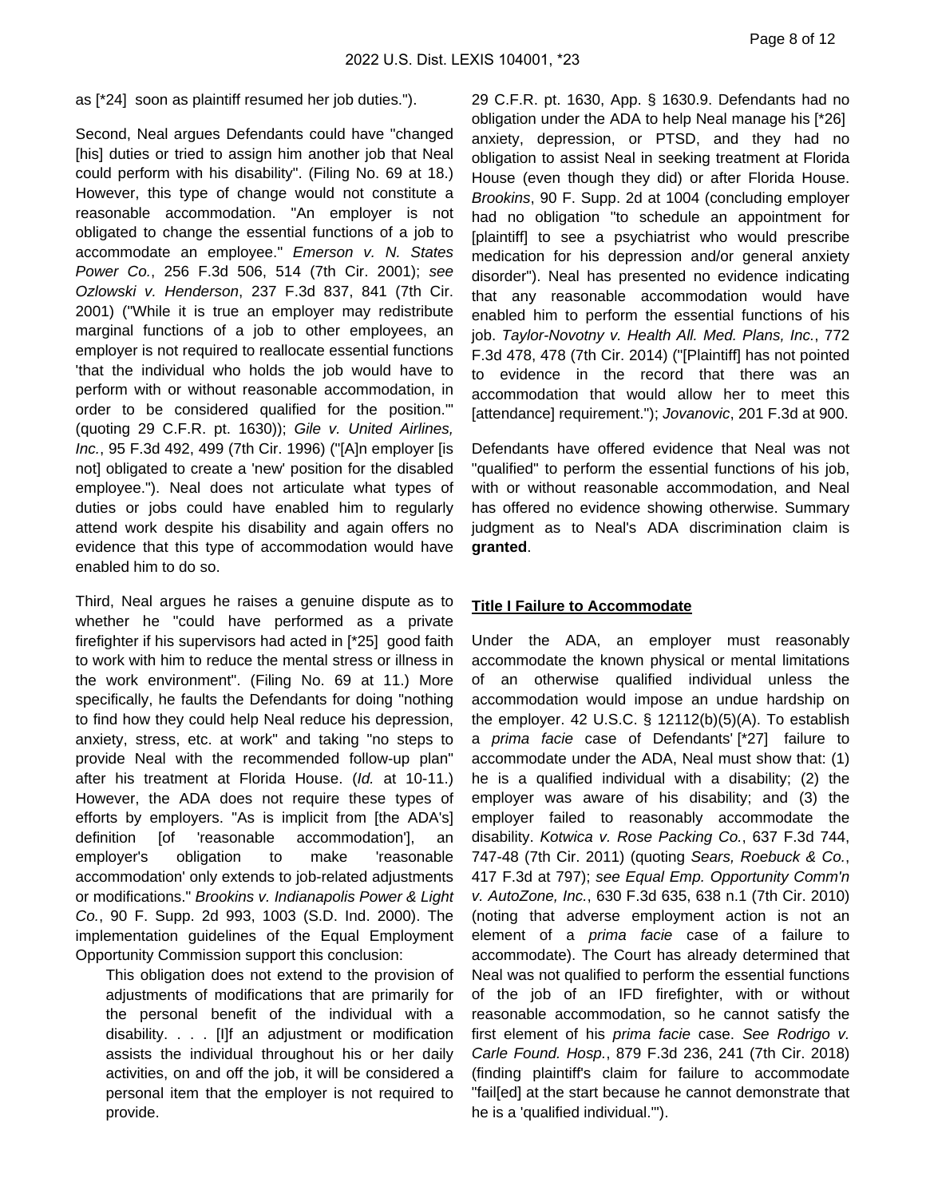as [*24] soon as plaintiff resumed her job duties.").

Second, Neal argues Defendants could have "changed [his] duties or tried to assign him another job that Neal could perform with his disability". (Filing No. 69 at 18.) However, this type of change would not constitute a reasonable accommodation. "An employer is not obligated to change the essential functions of a job to accommodate an employee." *Emerson v. N. States Power Co.*, 256 F.3d 506, 514 (7th Cir. 2001); *see Ozlowski v. Henderson*, 237 F.3d 837, 841 (7th Cir. 2001) ("While it is true an employer may redistribute marginal functions of a job to other employees, an employer is not required to reallocate essential functions 'that the individual who holds the job would have to perform with or without reasonable accommodation, in order to be considered qualified for the position.'" (quoting 29 C.F.R. pt. 1630)); *Gile v. United Airlines, Inc.*, 95 F.3d 492, 499 (7th Cir. 1996) ("[A]n employer [is not] obligated to create a 'new' position for the disabled employee."). Neal does not articulate what types of duties or jobs could have enabled him to regularly attend work despite his disability and again offers no evidence that this type of accommodation would have enabled him to do so.

Third, Neal argues he raises a genuine dispute as to whether he "could have performed as a private firefighter if his supervisors had acted in [*25] good faith to work with him to reduce the mental stress or illness in the work environment". (Filing No. 69 at 11.) More specifically, he faults the Defendants for doing "nothing to find how they could help Neal reduce his depression, anxiety, stress, etc. at work" and taking "no steps to provide Neal with the recommended follow-up plan" after his treatment at Florida House. (*Id.* at 10-11.) However, the ADA does not require these types of efforts by employers. "As is implicit from [the ADA's] definition [of 'reasonable accommodation'], an employer's obligation to make 'reasonable accommodation' only extends to job-related adjustments or modifications." *Brookins v. Indianapolis Power & Light Co.*, 90 F. Supp. 2d 993, 1003 (S.D. Ind. 2000). The implementation guidelines of the Equal Employment Opportunity Commission support this conclusion:

> This obligation does not extend to the provision of adjustments of modifications that are primarily for the personal benefit of the individual with a disability. . . . [I]f an adjustment or modification assists the individual throughout his or her daily activities, on and off the job, it will be considered a personal item that the employer is not required to provide.

29 C.F.R. pt. 1630, App. § 1630.9. Defendants had no obligation under the ADA to help Neal manage his [*26] anxiety, depression, or PTSD, and they had no obligation to assist Neal in seeking treatment at Florida House (even though they did) or after Florida House. *Brookins*, 90 F. Supp. 2d at 1004 (concluding employer had no obligation "to schedule an appointment for [plaintiff] to see a psychiatrist who would prescribe medication for his depression and/or general anxiety disorder"). Neal has presented no evidence indicating that any reasonable accommodation would have enabled him to perform the essential functions of his job. *Taylor-Novotny v. Health All. Med. Plans, Inc.*, 772 F.3d 478, 478 (7th Cir. 2014) ("[Plaintiff] has not pointed to evidence in the record that there was an accommodation that would allow her to meet this [attendance] requirement."); *Jovanovic*, 201 F.3d at 900.

Defendants have offered evidence that Neal was not "qualified" to perform the essential functions of his job, with or without reasonable accommodation, and Neal has offered no evidence showing otherwise. Summary judgment as to Neal's ADA discrimination claim is **granted**.

### Title I Failure to Accommodate

Under the ADA, an employer must reasonably accommodate the known physical or mental limitations of an otherwise qualified individual unless the accommodation would impose an undue hardship on the employer. 42 U.S.C. § 12112(b)(5)(A). To establish a *prima facie* case of Defendants' [*27] failure to accommodate under the ADA, Neal must show that: (1) he is a qualified individual with a disability; (2) the employer was aware of his disability; and (3) the employer failed to reasonably accommodate the disability. *Kotwica v. Rose Packing Co.*, 637 F.3d 744, 747-48 (7th Cir. 2011) (quoting *Sears, Roebuck & Co.*, 417 F.3d at 797); *see Equal Emp. Opportunity Comm'n v. AutoZone, Inc.*, 630 F.3d 635, 638 n.1 (7th Cir. 2010) (noting that adverse employment action is not an element of a *prima facie* case of a failure to accommodate). The Court has already determined that Neal was not qualified to perform the essential functions of the job of an IFD firefighter, with or without reasonable accommodation, so he cannot satisfy the first element of his *prima facie* case. *See Rodrigo v. Carle Found. Hosp.*, 879 F.3d 236, 241 (7th Cir. 2018) (finding plaintiff's claim for failure to accommodate "fail[ed] at the start because he cannot demonstrate that he is a 'qualified individual.'").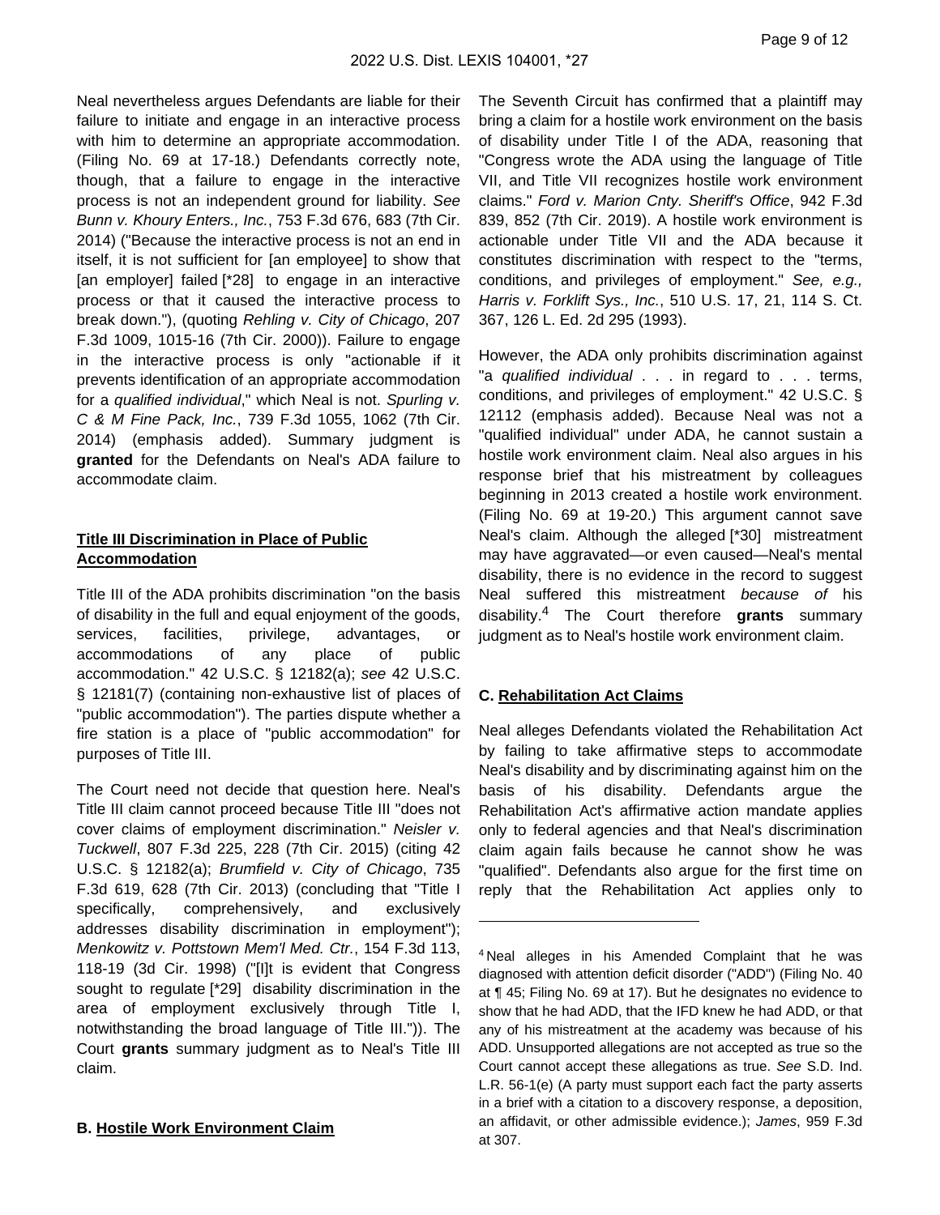Neal nevertheless argues Defendants are liable for their failure to initiate and engage in an interactive process with him to determine an appropriate accommodation. (Filing No. 69 at 17-18.) Defendants correctly note, though, that a failure to engage in the interactive process is not an independent ground for liability. *See Bunn v. Khoury Enters., Inc.*, 753 F.3d 676, 683 (7th Cir. 2014) ("Because the interactive process is not an end in itself, it is not sufficient for [an employee] to show that [an employer] failed [*28] to engage in an interactive process or that it caused the interactive process to break down."), (quoting *Rehling v. City of Chicago*, 207 F.3d 1009, 1015-16 (7th Cir. 2000)). Failure to engage in the interactive process is only "actionable if it prevents identification of an appropriate accommodation for a *qualified individual*," which Neal is not. *Spurling v. C & M Fine Pack, Inc.*, 739 F.3d 1055, 1062 (7th Cir. 2014) (emphasis added). Summary judgment is **granted** for the Defendants on Neal's ADA failure to accommodate claim.

**Title III Discrimination in Place of Public Accommodation**

Title III of the ADA prohibits discrimination "on the basis of disability in the full and equal enjoyment of the goods, services, facilities, privilege, advantages, or accommodations of any place of public accommodation." 42 U.S.C. § 12182(a); *see* 42 U.S.C. § 12181(7) (containing non-exhaustive list of places of "public accommodation"). The parties dispute whether a fire station is a place of "public accommodation" for purposes of Title III.

The Court need not decide that question here. Neal's Title III claim cannot proceed because Title III "does not cover claims of employment discrimination." *Neisler v. Tuckwell*, 807 F.3d 225, 228 (7th Cir. 2015) (citing 42 U.S.C. § 12182(a); *Brumfield v. City of Chicago*, 735 F.3d 619, 628 (7th Cir. 2013) (concluding that "Title I specifically, comprehensively, and exclusively addresses disability discrimination in employment"); *Menkowitz v. Pottstown Mem'l Med. Ctr.*, 154 F.3d 113, 118-19 (3d Cir. 1998) ("[I]t is evident that Congress sought to regulate [*29] disability discrimination in the area of employment exclusively through Title I, notwithstanding the broad language of Title III.")). The Court **grants** summary judgment as to Neal's Title III claim.

**B. Hostile Work Environment Claim**

The Seventh Circuit has confirmed that a plaintiff may bring a claim for a hostile work environment on the basis of disability under Title I of the ADA, reasoning that "Congress wrote the ADA using the language of Title VII, and Title VII recognizes hostile work environment claims." *Ford v. Marion Cnty. Sheriff's Office*, 942 F.3d 839, 852 (7th Cir. 2019). A hostile work environment is actionable under Title VII and the ADA because it constitutes discrimination with respect to the "terms, conditions, and privileges of employment." *See, e.g., Harris v. Forklift Sys., Inc.*, 510 U.S. 17, 21, 114 S. Ct. 367, 126 L. Ed. 2d 295 (1993).

However, the ADA only prohibits discrimination against "a *qualified individual* . . . in regard to . . . terms, conditions, and privileges of employment." 42 U.S.C. § 12112 (emphasis added). Because Neal was not a "qualified individual" under ADA, he cannot sustain a hostile work environment claim. Neal also argues in his response brief that his mistreatment by colleagues beginning in 2013 created a hostile work environment. (Filing No. 69 at 19-20.) This argument cannot save Neal's claim. Although the alleged [*30] mistreatment may have aggravated—or even caused—Neal's mental disability, there is no evidence in the record to suggest Neal suffered this mistreatment *because of* his disability.[4] The Court therefore **grants** summary judgment as to Neal's hostile work environment claim.

**C. Rehabilitation Act Claims**

Neal alleges Defendants violated the Rehabilitation Act by failing to take affirmative steps to accommodate Neal's disability and by discriminating against him on the basis of his disability. Defendants argue the Rehabilitation Act's affirmative action mandate applies only to federal agencies and that Neal's discrimination claim again fails because he cannot show he was "qualified". Defendants also argue for the first time on reply that the Rehabilitation Act applies only to

---

[4] Neal alleges in his Amended Complaint that he was diagnosed with attention deficit disorder ("ADD") (Filing No. 40 at ¶ 45; Filing No. 69 at 17). But he designates no evidence to show that he had ADD, that the IFD knew he had ADD, or that any of his mistreatment at the academy was because of his ADD. Unsupported allegations are not accepted as true so the Court cannot accept these allegations as true. *See* S.D. Ind. L.R. 56-1(e) (A party must support each fact the party asserts in a brief with a citation to a discovery response, a deposition, an affidavit, or other admissible evidence.); *James*, 959 F.3d at 307.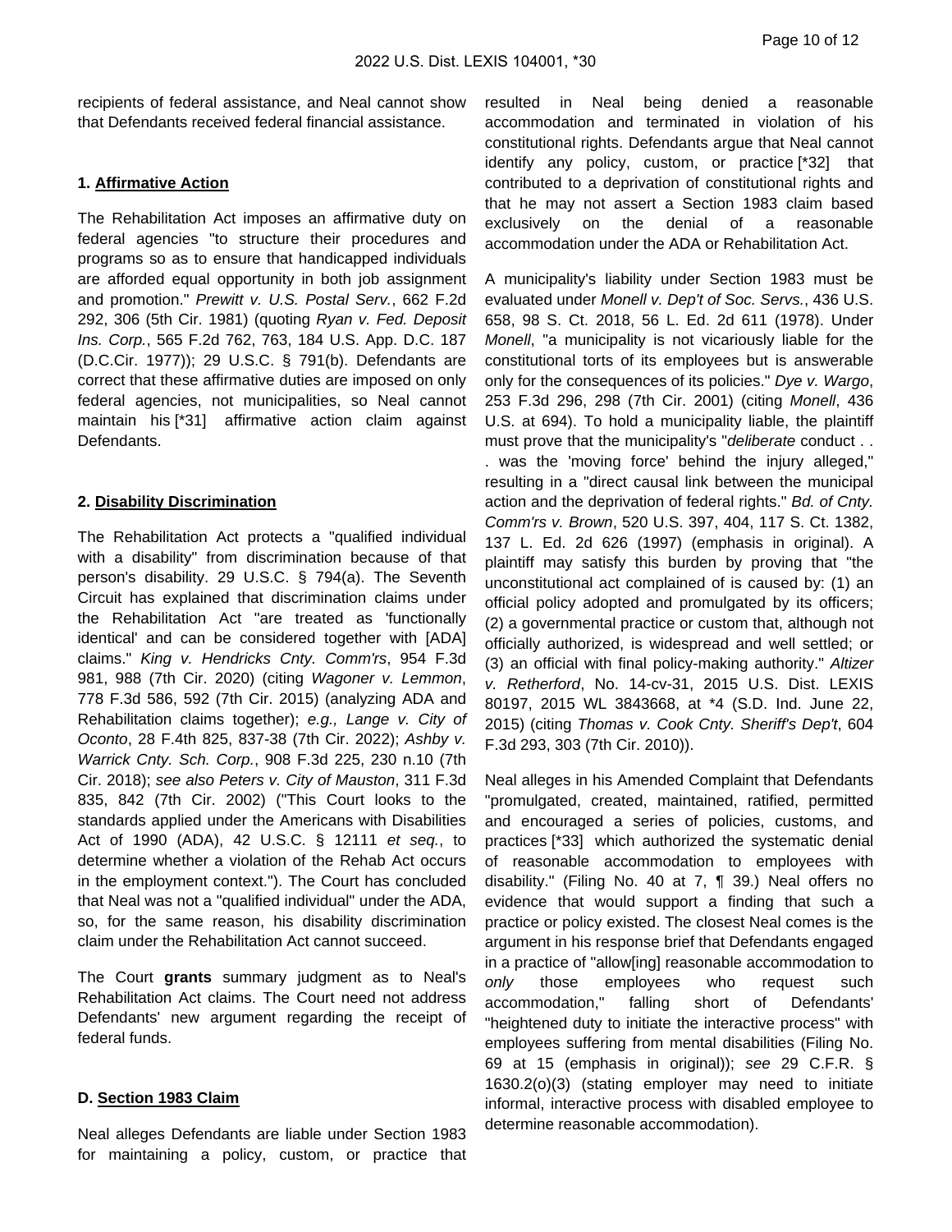recipients of federal assistance, and Neal cannot show that Defendants received federal financial assistance.

### 1. Affirmative Action

The Rehabilitation Act imposes an affirmative duty on federal agencies "to structure their procedures and programs so as to ensure that handicapped individuals are afforded equal opportunity in both job assignment and promotion." *Prewitt v. U.S. Postal Serv.*, 662 F.2d 292, 306 (5th Cir. 1981) (quoting *Ryan v. Fed. Deposit Ins. Corp.*, 565 F.2d 762, 763, 184 U.S. App. D.C. 187 (D.C.Cir. 1977)); 29 U.S.C. § 791(b). Defendants are correct that these affirmative duties are imposed on only federal agencies, not municipalities, so Neal cannot maintain his [*31] affirmative action claim against Defendants.

### 2. Disability Discrimination

The Rehabilitation Act protects a "qualified individual with a disability" from discrimination because of that person's disability. 29 U.S.C. § 794(a). The Seventh Circuit has explained that discrimination claims under the Rehabilitation Act "are treated as 'functionally identical' and can be considered together with [ADA] claims." *King v. Hendricks Cnty. Comm'rs*, 954 F.3d 981, 988 (7th Cir. 2020) (citing *Wagoner v. Lemmon*, 778 F.3d 586, 592 (7th Cir. 2015) (analyzing ADA and Rehabilitation claims together); *e.g., Lange v. City of Oconto*, 28 F.4th 825, 837-38 (7th Cir. 2022); *Ashby v. Warrick Cnty. Sch. Corp.*, 908 F.3d 225, 230 n.10 (7th Cir. 2018); *see also Peters v. City of Mauston*, 311 F.3d 835, 842 (7th Cir. 2002) ("This Court looks to the standards applied under the Americans with Disabilities Act of 1990 (ADA), 42 U.S.C. § 12111 *et seq.*, to determine whether a violation of the Rehab Act occurs in the employment context."). The Court has concluded that Neal was not a "qualified individual" under the ADA, so, for the same reason, his disability discrimination claim under the Rehabilitation Act cannot succeed.

The Court **grants** summary judgment as to Neal's Rehabilitation Act claims. The Court need not address Defendants' new argument regarding the receipt of federal funds.

### D. Section 1983 Claim

Neal alleges Defendants are liable under Section 1983 for maintaining a policy, custom, or practice that resulted in Neal being denied a reasonable accommodation and terminated in violation of his constitutional rights. Defendants argue that Neal cannot identify any policy, custom, or practice [*32] that contributed to a deprivation of constitutional rights and that he may not assert a Section 1983 claim based exclusively on the denial of a reasonable accommodation under the ADA or Rehabilitation Act.

A municipality's liability under Section 1983 must be evaluated under *Monell v. Dep't of Soc. Servs.*, 436 U.S. 658, 98 S. Ct. 2018, 56 L. Ed. 2d 611 (1978). Under *Monell*, "a municipality is not vicariously liable for the constitutional torts of its employees but is answerable only for the consequences of its policies." *Dye v. Wargo*, 253 F.3d 296, 298 (7th Cir. 2001) (citing *Monell*, 436 U.S. at 694). To hold a municipality liable, the plaintiff must prove that the municipality's "*deliberate* conduct . . . was the 'moving force' behind the injury alleged," resulting in a "direct causal link between the municipal action and the deprivation of federal rights." *Bd. of Cnty. Comm'rs v. Brown*, 520 U.S. 397, 404, 117 S. Ct. 1382, 137 L. Ed. 2d 626 (1997) (emphasis in original). A plaintiff may satisfy this burden by proving that "the unconstitutional act complained of is caused by: (1) an official policy adopted and promulgated by its officers; (2) a governmental practice or custom that, although not officially authorized, is widespread and well settled; or (3) an official with final policy-making authority." *Altizer v. Retherford*, No. 14-cv-31, 2015 U.S. Dist. LEXIS 80197, 2015 WL 3843668, at *4 (S.D. Ind. June 22, 2015) (citing *Thomas v. Cook Cnty. Sheriff's Dep't*, 604 F.3d 293, 303 (7th Cir. 2010)).

Neal alleges in his Amended Complaint that Defendants "promulgated, created, maintained, ratified, permitted and encouraged a series of policies, customs, and practices [*33] which authorized the systematic denial of reasonable accommodation to employees with disability." (Filing No. 40 at 7, ¶ 39.) Neal offers no evidence that would support a finding that such a practice or policy existed. The closest Neal comes is the argument in his response brief that Defendants engaged in a practice of "allow[ing] reasonable accommodation to *only* those employees who request such accommodation," falling short of Defendants' "heightened duty to initiate the interactive process" with employees suffering from mental disabilities (Filing No. 69 at 15 (emphasis in original)); *see* 29 C.F.R. § 1630.2(o)(3) (stating employer may need to initiate informal, interactive process with disabled employee to determine reasonable accommodation).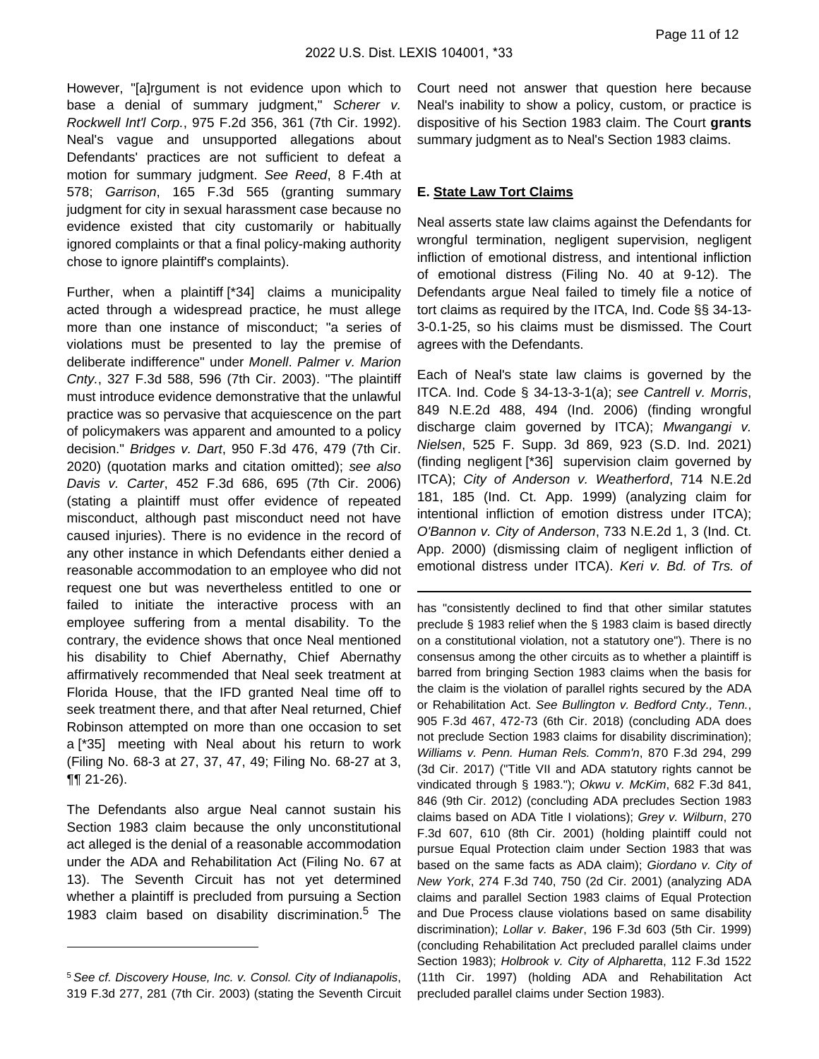However, "[a]rgument is not evidence upon which to base a denial of summary judgment," *Scherer v. Rockwell Int'l Corp.*, 975 F.2d 356, 361 (7th Cir. 1992). Neal's vague and unsupported allegations about Defendants' practices are not sufficient to defeat a motion for summary judgment. *See Reed*, 8 F.4th at 578; *Garrison*, 165 F.3d 565 (granting summary judgment for city in sexual harassment case because no evidence existed that city customarily or habitually ignored complaints or that a final policy-making authority chose to ignore plaintiff's complaints).

Further, when a plaintiff [*34] claims a municipality acted through a widespread practice, he must allege more than one instance of misconduct; "a series of violations must be presented to lay the premise of deliberate indifference" under *Monell*. *Palmer v. Marion Cnty.*, 327 F.3d 588, 596 (7th Cir. 2003). "The plaintiff must introduce evidence demonstrative that the unlawful practice was so pervasive that acquiescence on the part of policymakers was apparent and amounted to a policy decision." *Bridges v. Dart*, 950 F.3d 476, 479 (7th Cir. 2020) (quotation marks and citation omitted); *see also Davis v. Carter*, 452 F.3d 686, 695 (7th Cir. 2006) (stating a plaintiff must offer evidence of repeated misconduct, although past misconduct need not have caused injuries). There is no evidence in the record of any other instance in which Defendants either denied a reasonable accommodation to an employee who did not request one but was nevertheless entitled to one or failed to initiate the interactive process with an employee suffering from a mental disability. To the contrary, the evidence shows that once Neal mentioned his disability to Chief Abernathy, Chief Abernathy affirmatively recommended that Neal seek treatment at Florida House, that the IFD granted Neal time off to seek treatment there, and that after Neal returned, Chief Robinson attempted on more than one occasion to set a [*35] meeting with Neal about his return to work (Filing No. 68-3 at 27, 37, 47, 49; Filing No. 68-27 at 3, ¶¶ 21-26).

The Defendants also argue Neal cannot sustain his Section 1983 claim because the only unconstitutional act alleged is the denial of a reasonable accommodation under the ADA and Rehabilitation Act (Filing No. 67 at 13). The Seventh Circuit has not yet determined whether a plaintiff is precluded from pursuing a Section 1983 claim based on disability discrimination.[5] The Court need not answer that question here because Neal's inability to show a policy, custom, or practice is dispositive of his Section 1983 claim. The Court **grants** summary judgment as to Neal's Section 1983 claims.

### E. State Law Tort Claims

Neal asserts state law claims against the Defendants for wrongful termination, negligent supervision, negligent infliction of emotional distress, and intentional infliction of emotional distress (Filing No. 40 at 9-12). The Defendants argue Neal failed to timely file a notice of tort claims as required by the ITCA, Ind. Code §§ 34-13-3-0.1-25, so his claims must be dismissed. The Court agrees with the Defendants.

Each of Neal's state law claims is governed by the ITCA. Ind. Code § 34-13-3-1(a); *see Cantrell v. Morris*, 849 N.E.2d 488, 494 (Ind. 2006) (finding wrongful discharge claim governed by ITCA); *Mwangangi v. Nielsen*, 525 F. Supp. 3d 869, 923 (S.D. Ind. 2021) (finding negligent [*36] supervision claim governed by ITCA); *City of Anderson v. Weatherford*, 714 N.E.2d 181, 185 (Ind. Ct. App. 1999) (analyzing claim for intentional infliction of emotion distress under ITCA); *O'Bannon v. City of Anderson*, 733 N.E.2d 1, 3 (Ind. Ct. App. 2000) (dismissing claim of negligent infliction of emotional distress under ITCA). *Keri v. Bd. of Trs. of*

---

[5] *See cf. Discovery House, Inc. v. Consol. City of Indianapolis*, 319 F.3d 277, 281 (7th Cir. 2003) (stating the Seventh Circuit has "consistently declined to find that other similar statutes preclude § 1983 relief when the § 1983 claim is based directly on a constitutional violation, not a statutory one"). There is no consensus among the other circuits as to whether a plaintiff is barred from bringing Section 1983 claims when the basis for the claim is the violation of parallel rights secured by the ADA or Rehabilitation Act. *See Bullington v. Bedford Cnty., Tenn.*, 905 F.3d 467, 472-73 (6th Cir. 2018) (concluding ADA does not preclude Section 1983 claims for disability discrimination); *Williams v. Penn. Human Rels. Comm'n*, 870 F.3d 294, 299 (3d Cir. 2017) ("Title VII and ADA statutory rights cannot be vindicated through § 1983."); *Okwu v. McKim*, 682 F.3d 841, 846 (9th Cir. 2012) (concluding ADA precludes Section 1983 claims based on ADA Title I violations); *Grey v. Wilburn*, 270 F.3d 607, 610 (8th Cir. 2001) (holding plaintiff could not pursue Equal Protection claim under Section 1983 that was based on the same facts as ADA claim); *Giordano v. City of New York*, 274 F.3d 740, 750 (2d Cir. 2001) (analyzing ADA claims and parallel Section 1983 claims of Equal Protection and Due Process clause violations based on same disability discrimination); *Lollar v. Baker*, 196 F.3d 603 (5th Cir. 1999) (concluding Rehabilitation Act precluded parallel claims under Section 1983); *Holbrook v. City of Alpharetta*, 112 F.3d 1522 (11th Cir. 1997) (holding ADA and Rehabilitation Act precluded parallel claims under Section 1983).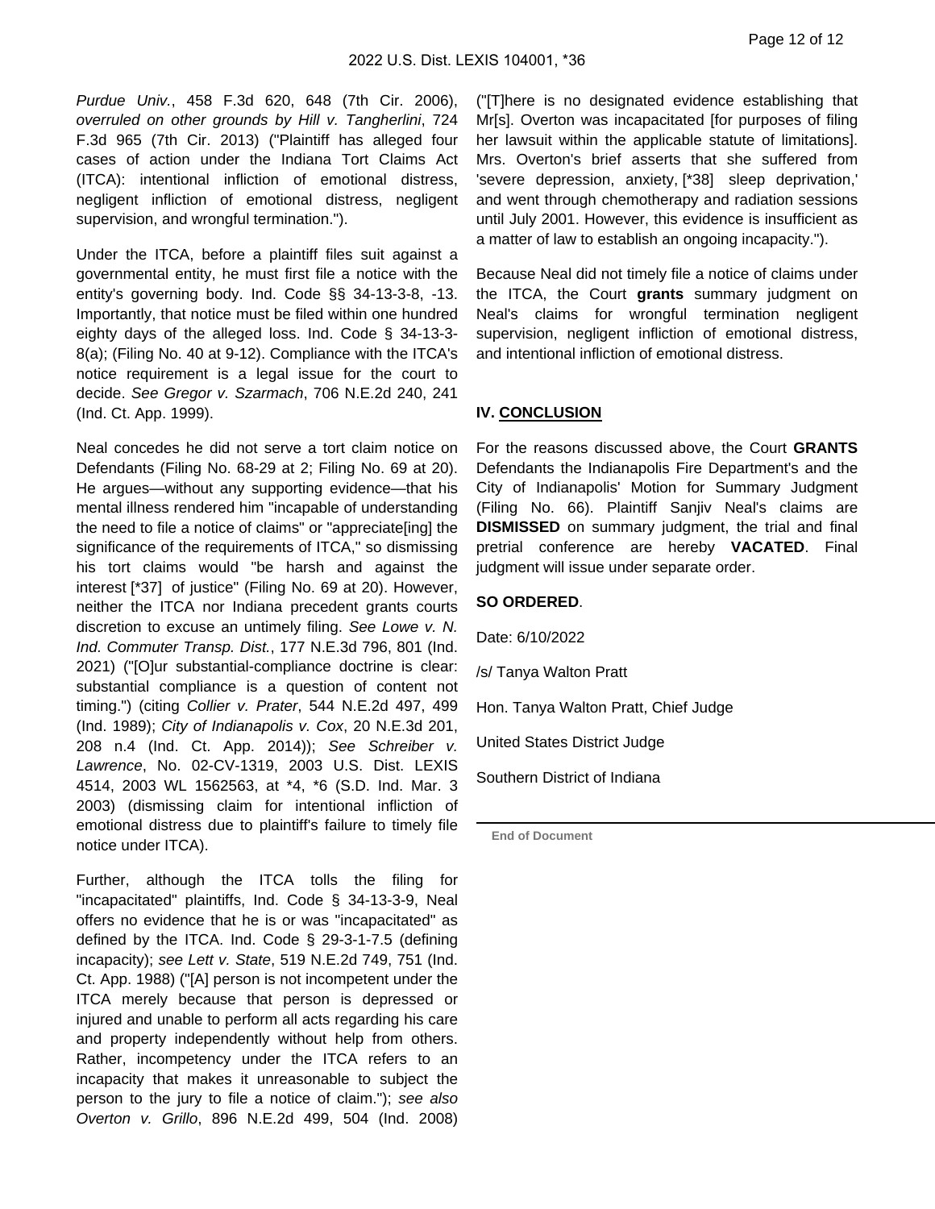*Purdue Univ.*, 458 F.3d 620, 648 (7th Cir. 2006), *overruled on other grounds by Hill v. Tangherlini*, 724 F.3d 965 (7th Cir. 2013) ("Plaintiff has alleged four cases of action under the Indiana Tort Claims Act (ITCA): intentional infliction of emotional distress, negligent infliction of emotional distress, negligent supervision, and wrongful termination.").

Under the ITCA, before a plaintiff files suit against a governmental entity, he must first file a notice with the entity's governing body. Ind. Code §§ 34-13-3-8, -13. Importantly, that notice must be filed within one hundred eighty days of the alleged loss. Ind. Code § 34-13-3-8(a); (Filing No. 40 at 9-12). Compliance with the ITCA's notice requirement is a legal issue for the court to decide. *See Gregor v. Szarmach*, 706 N.E.2d 240, 241 (Ind. Ct. App. 1999).

Neal concedes he did not serve a tort claim notice on Defendants (Filing No. 68-29 at 2; Filing No. 69 at 20). He argues—without any supporting evidence—that his mental illness rendered him "incapable of understanding the need to file a notice of claims" or "appreciate[ing] the significance of the requirements of ITCA," so dismissing his tort claims would "be harsh and against the interest [*37] of justice" (Filing No. 69 at 20). However, neither the ITCA nor Indiana precedent grants courts discretion to excuse an untimely filing. *See Lowe v. N. Ind. Commuter Transp. Dist.*, 177 N.E.3d 796, 801 (Ind. 2021) ("[O]ur substantial-compliance doctrine is clear: substantial compliance is a question of content not timing.") (citing *Collier v. Prater*, 544 N.E.2d 497, 499 (Ind. 1989); *City of Indianapolis v. Cox*, 20 N.E.3d 201, 208 n.4 (Ind. Ct. App. 2014)); *See Schreiber v. Lawrence*, No. 02-CV-1319, 2003 U.S. Dist. LEXIS 4514, 2003 WL 1562563, at *4, *6 (S.D. Ind. Mar. 3 2003) (dismissing claim for intentional infliction of emotional distress due to plaintiff's failure to timely file notice under ITCA).

Further, although the ITCA tolls the filing for "incapacitated" plaintiffs, Ind. Code § 34-13-3-9, Neal offers no evidence that he is or was "incapacitated" as defined by the ITCA. Ind. Code § 29-3-1-7.5 (defining incapacity); *see Lett v. State*, 519 N.E.2d 749, 751 (Ind. Ct. App. 1988) ("[A] person is not incompetent under the ITCA merely because that person is depressed or injured and unable to perform all acts regarding his care and property independently without help from others. Rather, incompetency under the ITCA refers to an incapacity that makes it unreasonable to subject the person to the jury to file a notice of claim."); *see also Overton v. Grillo*, 896 N.E.2d 499, 504 (Ind. 2008) ("[T]here is no designated evidence establishing that Mr[s]. Overton was incapacitated [for purposes of filing her lawsuit within the applicable statute of limitations]. Mrs. Overton's brief asserts that she suffered from 'severe depression, anxiety, [*38] sleep deprivation,' and went through chemotherapy and radiation sessions until July 2001. However, this evidence is insufficient as a matter of law to establish an ongoing incapacity.").

Because Neal did not timely file a notice of claims under the ITCA, the Court **grants** summary judgment on Neal's claims for wrongful termination negligent supervision, negligent infliction of emotional distress, and intentional infliction of emotional distress.

## IV. CONCLUSION

For the reasons discussed above, the Court **GRANTS** Defendants the Indianapolis Fire Department's and the City of Indianapolis' Motion for Summary Judgment (Filing No. 66). Plaintiff Sanjiv Neal's claims are **DISMISSED** on summary judgment, the trial and final pretrial conference are hereby **VACATED**. Final judgment will issue under separate order.

**SO ORDERED**.

Date: 6/10/2022

/s/ Tanya Walton Pratt

Hon. Tanya Walton Pratt, Chief Judge

United States District Judge

Southern District of Indiana

End of Document